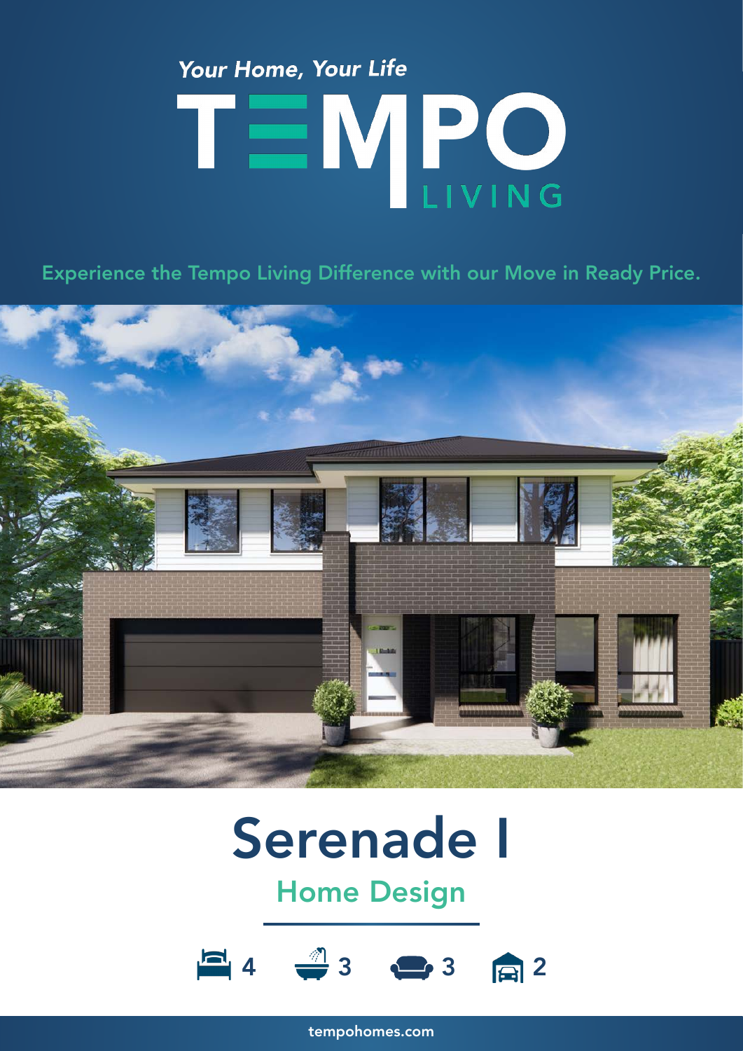*Your Home, Your Life*

# TEMPO LIVING

Experience the Tempo Living Difference with our Move in Ready Price.

# Serenade I

## Home Design

4 | 3 | 3 | 2

tempohomes.com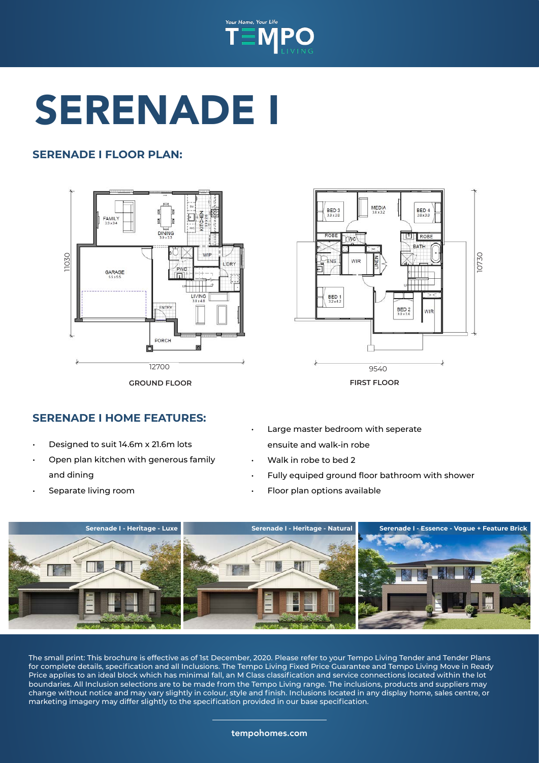# SERENADE I

## SERENADE I FLOOR PLAN:

GROUND FLOOR

FIRST FLOOR

## SERENADE I HOME FEATURES:

- Designed to suit 14.6m x 21.6m lots
- Open plan kitchen with generous family and dining
- Separate living room
- Large master bedroom with seperate ensuite and walk-in robe
- Walk in robe to bed 2
- Fully equiped ground floor bathroom with shower
- Floor plan options available

Serenade I - Heritage - Luxe

Serenade I - Heritage - Natural

Serenade I - Essence - Vogue + Feature Brick

The small print: This brochure is effective as of 1st December, 2020. Please refer to your Tempo Living Tender and Tender Plans for complete details, specification and all Inclusions. The Tempo Living Fixed Price Guarantee and Tempo Living Move in Ready Price applies to an ideal block which has minimal fall, an M Class classification and service connections located within the lot boundaries. All Inclusion selections are to be made from the Tempo Living range. The inclusions, products and suppliers may change without notice and may vary slightly in colour, style and finish. Inclusions located in any display home, sales centre, or marketing imagery may differ slightly to the specification provided in our base specification.

tempohomes.com